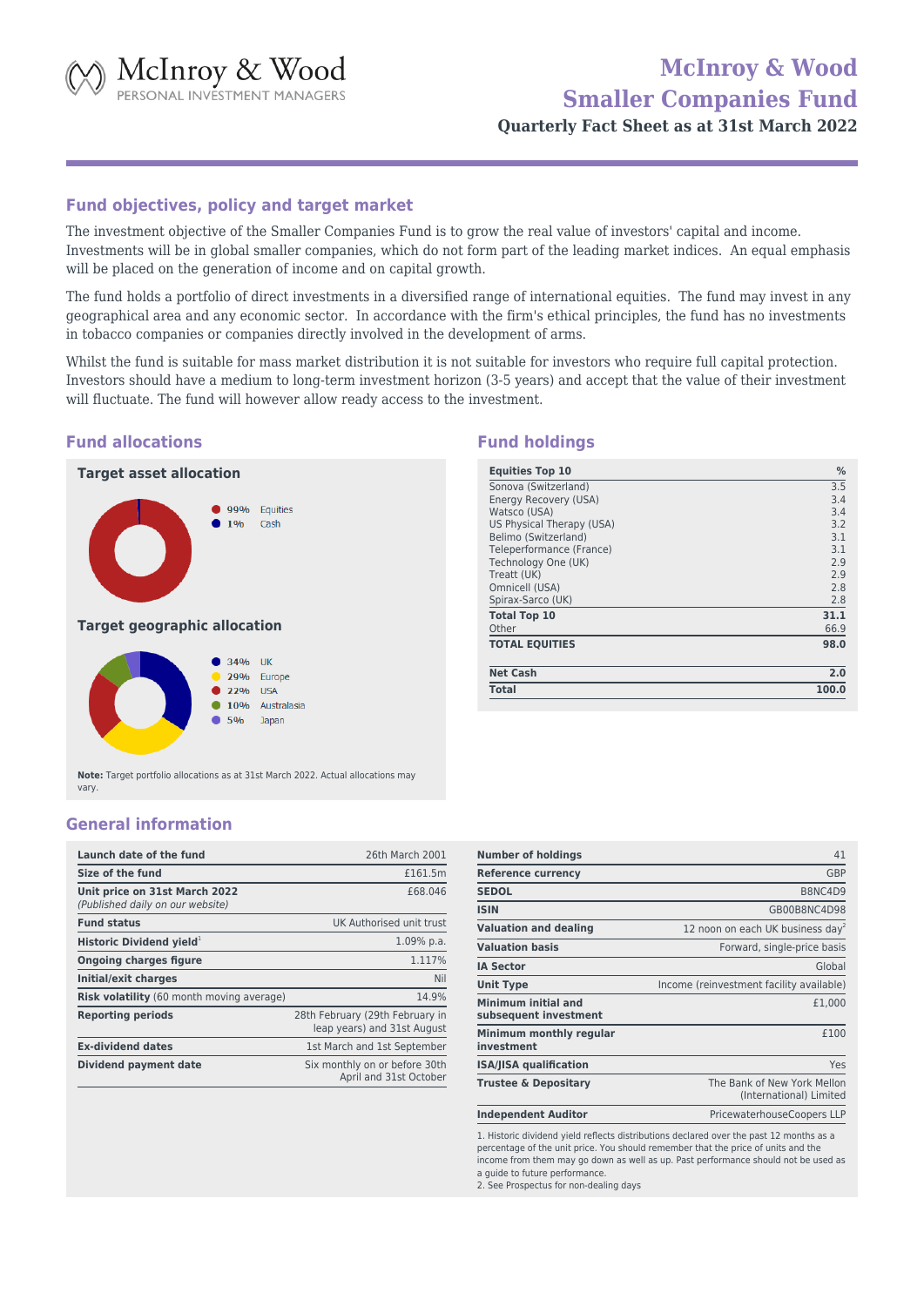# McInroy & Wood Smaller Companies Fund

**Quarterly Fact Sheet as at 31st March 2022**

## Fund objectives, policy and target market

The investment objective of the Smaller Companies Fund is to grow the real value of investors' capital and income. Investments will be in global smaller companies, which do not form part of the leading market indices. An equal emphasis will be placed on the generation of income and on capital growth.

The fund holds a portfolio of direct investments in a diversified range of international equities. The fund may invest in any geographical area and any economic sector. In accordance with the firm's ethical principles, the fund has no investments in tobacco companies or companies directly involved in the development of arms.

Whilst the fund is suitable for mass market distribution it is not suitable for investors who require full capital protection. Investors should have a medium to long-term investment horizon (3-5 years) and accept that the value of their investment will fluctuate. The fund will however allow ready access to the investment.

## Fund allocations

### Target asset allocation

| Allocation | % |
|---|---|
| Equities | 99% |
| Cash | 1% |

### Target geographic allocation

| Region | % |
|---|---|
| UK | 34% |
| Europe | 29% |
| USA | 22% |
| Australasia | 10% |
| Japan | 5% |

**Note:** Target portfolio allocations as at 31st March 2022. Actual allocations may vary.

## Fund holdings

| Equities Top 10 | % |
|---|---|
| Sonova (Switzerland) | 3.5 |
| Energy Recovery (USA) | 3.4 |
| Watsco (USA) | 3.4 |
| US Physical Therapy (USA) | 3.2 |
| Belimo (Switzerland) | 3.1 |
| Teleperformance (France) | 3.1 |
| Technology One (UK) | 2.9 |
| Treatt (UK) | 2.9 |
| Omnicell (USA) | 2.8 |
| Spirax-Sarco (UK) | 2.8 |
| **Total Top 10** | **31.1** |
| Other | 66.9 |
| **TOTAL EQUITIES** | **98.0** |
| **Net Cash** | **2.0** |
| **Total** | **100.0** |

## General information

| | |
|---|---|
| **Launch date of the fund** | 26th March 2001 |
| **Size of the fund** | £161.5m |
| **Unit price on 31st March 2022** *(Published daily on our website)* | £68.046 |
| **Fund status** | UK Authorised unit trust |
| **Historic Dividend yield**[1] | 1.09% p.a. |
| **Ongoing charges figure** | 1.117% |
| **Initial/exit charges** | Nil |
| **Risk volatility** (60 month moving average) | 14.9% |
| **Reporting periods** | 28th February (29th February in leap years) and 31st August |
| **Ex-dividend dates** | 1st March and 1st September |
| **Dividend payment date** | Six monthly on or before 30th April and 31st October |

| | |
|---|---|
| **Number of holdings** | 41 |
| **Reference currency** | GBP |
| **SEDOL** | B8NC4D9 |
| **ISIN** | GB00B8NC4D98 |
| **Valuation and dealing** | 12 noon on each UK business day[2] |
| **Valuation basis** | Forward, single-price basis |
| **IA Sector** | Global |
| **Unit Type** | Income (reinvestment facility available) |
| **Minimum initial and subsequent investment** | £1,000 |
| **Minimum monthly regular investment** | £100 |
| **ISA/JISA qualification** | Yes |
| **Trustee & Depositary** | The Bank of New York Mellon (International) Limited |
| **Independent Auditor** | PricewaterhouseCoopers LLP |

1. Historic dividend yield reflects distributions declared over the past 12 months as a percentage of the unit price. You should remember that the price of units and the income from them may go down as well as up. Past performance should not be used as a guide to future performance.
2. See Prospectus for non-dealing days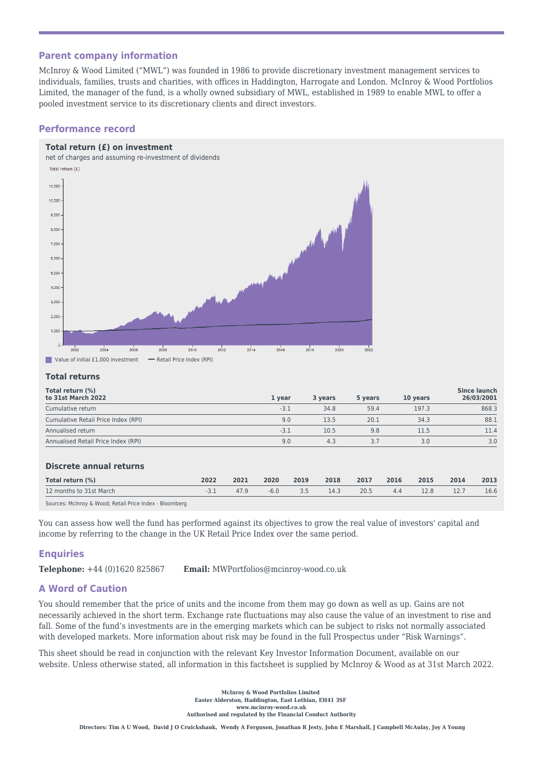## Parent company information

McInroy & Wood Limited ("MWL") was founded in 1986 to provide discretionary investment management services to individuals, families, trusts and charities, with offices in Haddington, Harrogate and London. McInroy & Wood Portfolios Limited, the manager of the fund, is a wholly owned subsidiary of MWL, established in 1989 to enable MWL to offer a pooled investment service to its discretionary clients and direct investors.

## Performance record

### Total return (£) on investment

net of charges and assuming re-investment of dividends

Total return (£)

11,000
10,000
9,000
8,000
7,000
6,000
5,000
4,000
3,000
2,000
1,000
0

2002 2004 2006 2008 2010 2012 2014 2016 2018 2020 2022

Value of initial £1,000 investment — Retail Price Index (RPI)

### Total returns

| Total return (%) to 31st March 2022 | 1 year | 3 years | 5 years | 10 years | Since launch 26/03/2001 |
|---|---|---|---|---|---|
| Cumulative return | -3.1 | 34.8 | 59.4 | 197.3 | 868.3 |
| Cumulative Retail Price Index (RPI) | 9.0 | 13.5 | 20.1 | 34.3 | 88.1 |
| Annualised return | -3.1 | 10.5 | 9.8 | 11.5 | 11.4 |
| Annualised Retail Price Index (RPI) | 9.0 | 4.3 | 3.7 | 3.0 | 3.0 |

### Discrete annual returns

| Total return (%) | 2022 | 2021 | 2020 | 2019 | 2018 | 2017 | 2016 | 2015 | 2014 | 2013 |
|---|---|---|---|---|---|---|---|---|---|---|
| 12 months to 31st March | -3.1 | 47.9 | -6.0 | 3.5 | 14.3 | 20.5 | 4.4 | 12.8 | 12.7 | 16.6 |

Sources: McInroy & Wood; Retail Price Index - Bloomberg

You can assess how well the fund has performed against its objectives to grow the real value of investors' capital and income by referring to the change in the UK Retail Price Index over the same period.

## Enquiries

**Telephone:** +44 (0)1620 825867 **Email:** MWPortfolios@mcinroy-wood.co.uk

## A Word of Caution

You should remember that the price of units and the income from them may go down as well as up. Gains are not necessarily achieved in the short term. Exchange rate fluctuations may also cause the value of an investment to rise and fall. Some of the fund's investments are in the emerging markets which can be subject to risks not normally associated with developed markets. More information about risk may be found in the full Prospectus under "Risk Warnings".

This sheet should be read in conjunction with the relevant Key Investor Information Document, available on our website. Unless otherwise stated, all information in this factsheet is supplied by McInroy & Wood as at 31st March 2022.

**McInroy & Wood Portfolios Limited**
**Easter Alderston, Haddington, East Lothian, EH41 3SF**
**www.mcinroy-wood.co.uk**
**Authorised and regulated by the Financial Conduct Authority**

**Directors: Tim A U Wood, David J O Cruickshank, Wendy A Ferguson, Jonathan R Jesty, John E Marshall, J Campbell McAulay, Joy A Young**